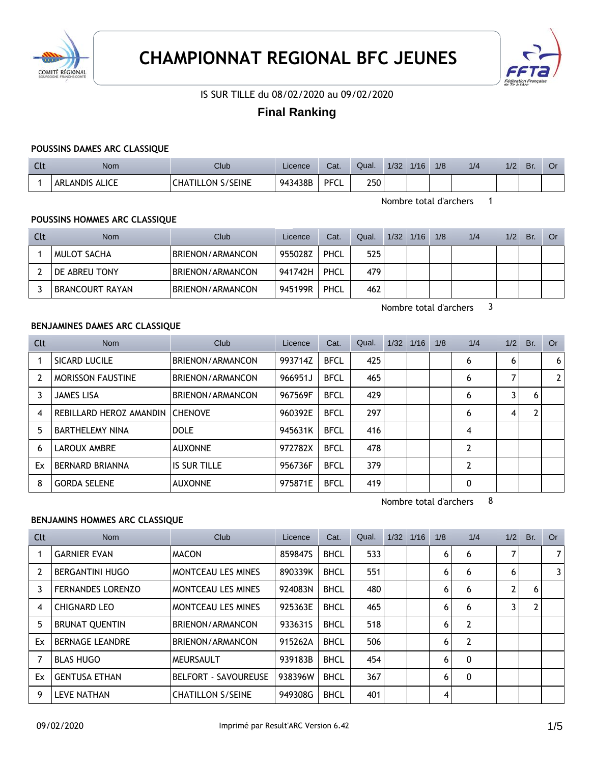# CHAMPIONNAT REGIONAL BFC JEUNES

IS SUR TILLE du 08/02/2020 au 09/02/2020

## Final Ranking

### POUSSINS DAMES ARC CLASSIQUE

| Clt | Nom | Club | Licence | Cat. | Qual. | 1/32 | 1/16 | 1/8 | 1/4 | 1/2 | Br. | Or |
|---|---|---|---|---|---|---|---|---|---|---|---|---|
| 1 | ARLANDIS ALICE | CHATILLON S/SEINE | 943438B | PFCL | 250 | | | | | | | |

Nombre total d'archers 1

### POUSSINS HOMMES ARC CLASSIQUE

| Clt | Nom | Club | Licence | Cat. | Qual. | 1/32 | 1/16 | 1/8 | 1/4 | 1/2 | Br. | Or |
|---|---|---|---|---|---|---|---|---|---|---|---|---|
| 1 | MULOT SACHA | BRIENON/ARMANCON | 955028Z | PHCL | 525 | | | | | | | |
| 2 | DE ABREU TONY | BRIENON/ARMANCON | 941742H | PHCL | 479 | | | | | | | |
| 3 | BRANCOURT RAYAN | BRIENON/ARMANCON | 945199R | PHCL | 462 | | | | | | | |

Nombre total d'archers 3

### BENJAMINES DAMES ARC CLASSIQUE

| Clt | Nom | Club | Licence | Cat. | Qual. | 1/32 | 1/16 | 1/8 | 1/4 | 1/2 | Br. | Or |
|---|---|---|---|---|---|---|---|---|---|---|---|---|
| 1 | SICARD LUCILE | BRIENON/ARMANCON | 993714Z | BFCL | 425 | | | | 6 | 6 | | 6 |
| 2 | MORISSON FAUSTINE | BRIENON/ARMANCON | 966951J | BFCL | 465 | | | | 6 | 7 | | 2 |
| 3 | JAMES LISA | BRIENON/ARMANCON | 967569F | BFCL | 429 | | | | 6 | 3 | 6 | |
| 4 | REBILLARD HEROZ AMANDIN | CHENOVE | 960392E | BFCL | 297 | | | | 6 | 4 | 2 | |
| 5 | BARTHELEMY NINA | DOLE | 945631K | BFCL | 416 | | | | 4 | | | |
| 6 | LAROUX AMBRE | AUXONNE | 972782X | BFCL | 478 | | | | 2 | | | |
| Ex | BERNARD BRIANNA | IS SUR TILLE | 956736F | BFCL | 379 | | | | 2 | | | |
| 8 | GORDA SELENE | AUXONNE | 975871E | BFCL | 419 | | | | 0 | | | |

Nombre total d'archers 8

### BENJAMINS HOMMES ARC CLASSIQUE

| Clt | Nom | Club | Licence | Cat. | Qual. | 1/32 | 1/16 | 1/8 | 1/4 | 1/2 | Br. | Or |
|---|---|---|---|---|---|---|---|---|---|---|---|---|
| 1 | GARNIER EVAN | MACON | 859847S | BHCL | 533 | | | 6 | 6 | 7 | | 7 |
| 2 | BERGANTINI HUGO | MONTCEAU LES MINES | 890339K | BHCL | 551 | | | 6 | 6 | 6 | | 3 |
| 3 | FERNANDES LORENZO | MONTCEAU LES MINES | 924083N | BHCL | 480 | | | 6 | 6 | 2 | 6 | |
| 4 | CHIGNARD LEO | MONTCEAU LES MINES | 925363E | BHCL | 465 | | | 6 | 6 | 3 | 2 | |
| 5 | BRUNAT QUENTIN | BRIENON/ARMANCON | 933631S | BHCL | 518 | | | 6 | 2 | | | |
| Ex | BERNAGE LEANDRE | BRIENON/ARMANCON | 915262A | BHCL | 506 | | | 6 | 2 | | | |
| 7 | BLAS HUGO | MEURSAULT | 939183B | BHCL | 454 | | | 6 | 0 | | | |
| Ex | GENTUSA ETHAN | BELFORT - SAVOUREUSE | 938396W | BHCL | 367 | | | 6 | 0 | | | |
| 9 | LEVE NATHAN | CHATILLON S/SEINE | 949308G | BHCL | 401 | | | 4 | | | | |

09/02/2020 Imprimé par Result'ARC Version 6.42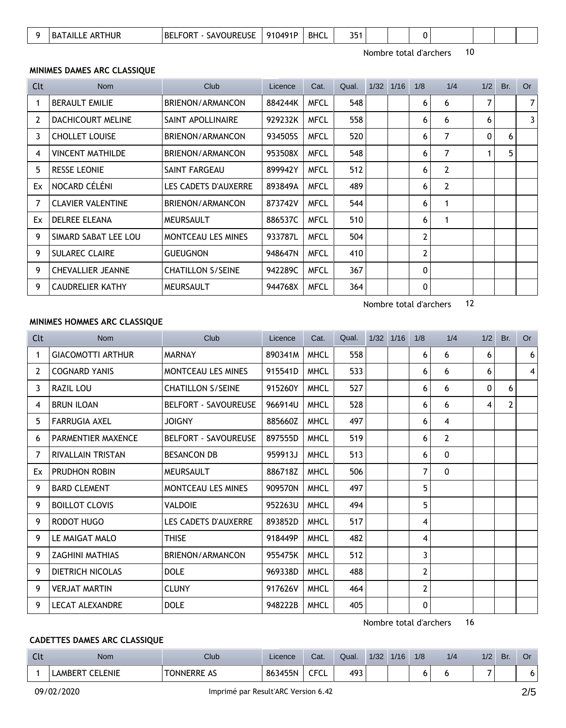| Clt | Nom | Club | Licence | Cat. | Qual. | 1/32 | 1/16 | 1/8 | 1/4 | 1/2 | Br. | Or |
|---|---|---|---|---|---|---|---|---|---|---|---|---|
| 9 | BATAILLE ARTHUR | BELFORT - SAVOUREUSE | 910491P | BHCL | 351 | | | 0 | | | | |

Nombre total d'archers 10

#### MINIMES DAMES ARC CLASSIQUE

| Clt | Nom | Club | Licence | Cat. | Qual. | 1/32 | 1/16 | 1/8 | 1/4 | 1/2 | Br. | Or |
|---|---|---|---|---|---|---|---|---|---|---|---|---|
| 1 | BERAULT EMILIE | BRIENON/ARMANCON | 884244K | MFCL | 548 | | | 6 | 6 | 7 | | 7 |
| 2 | DACHICOURT MELINE | SAINT APOLLINAIRE | 929232K | MFCL | 558 | | | 6 | 6 | 6 | | 3 |
| 3 | CHOLLET LOUISE | BRIENON/ARMANCON | 934505S | MFCL | 520 | | | 6 | 7 | 0 | 6 | |
| 4 | VINCENT MATHILDE | BRIENON/ARMANCON | 953508X | MFCL | 548 | | | 6 | 7 | 1 | 5 | |
| 5 | RESSE LEONIE | SAINT FARGEAU | 899942Y | MFCL | 512 | | | 6 | 2 | | | |
| Ex | NOCARD CÉLÉNI | LES CADETS D'AUXERRE | 893849A | MFCL | 489 | | | 6 | 2 | | | |
| 7 | CLAVIER VALENTINE | BRIENON/ARMANCON | 873742V | MFCL | 544 | | | 6 | 1 | | | |
| Ex | DELREE ELEANA | MEURSAULT | 886537C | MFCL | 510 | | | 6 | 1 | | | |
| 9 | SIMARD SABAT LEE LOU | MONTCEAU LES MINES | 933787L | MFCL | 504 | | | 2 | | | | |
| 9 | SULAREC CLAIRE | GUEUGNON | 948647N | MFCL | 410 | | | 2 | | | | |
| 9 | CHEVALLIER JEANNE | CHATILLON S/SEINE | 942289C | MFCL | 367 | | | 0 | | | | |
| 9 | CAUDRELIER KATHY | MEURSAULT | 944768X | MFCL | 364 | | | 0 | | | | |

Nombre total d'archers 12

#### MINIMES HOMMES ARC CLASSIQUE

| Clt | Nom | Club | Licence | Cat. | Qual. | 1/32 | 1/16 | 1/8 | 1/4 | 1/2 | Br. | Or |
|---|---|---|---|---|---|---|---|---|---|---|---|---|
| 1 | GIACOMOTTI ARTHUR | MARNAY | 890341M | MHCL | 558 | | | 6 | 6 | 6 | | 6 |
| 2 | COGNARD YANIS | MONTCEAU LES MINES | 915541D | MHCL | 533 | | | 6 | 6 | 6 | | 4 |
| 3 | RAZIL LOU | CHATILLON S/SEINE | 915260Y | MHCL | 527 | | | 6 | 6 | 0 | 6 | |
| 4 | BRUN ILOAN | BELFORT - SAVOUREUSE | 966914U | MHCL | 528 | | | 6 | 6 | 4 | 2 | |
| 5 | FARRUGIA AXEL | JOIGNY | 885660Z | MHCL | 497 | | | 6 | 4 | | | |
| 6 | PARMENTIER MAXENCE | BELFORT - SAVOUREUSE | 897555D | MHCL | 519 | | | 6 | 2 | | | |
| 7 | RIVALLAIN TRISTAN | BESANCON DB | 959913J | MHCL | 513 | | | 6 | 0 | | | |
| Ex | PRUDHON ROBIN | MEURSAULT | 886718Z | MHCL | 506 | | | 7 | 0 | | | |
| 9 | BARD CLEMENT | MONTCEAU LES MINES | 909570N | MHCL | 497 | | | 5 | | | | |
| 9 | BOILLOT CLOVIS | VALDOIE | 952263U | MHCL | 494 | | | 5 | | | | |
| 9 | RODOT HUGO | LES CADETS D'AUXERRE | 893852D | MHCL | 517 | | | 4 | | | | |
| 9 | LE MAIGAT MALO | THISE | 918449P | MHCL | 482 | | | 4 | | | | |
| 9 | ZAGHINI MATHIAS | BRIENON/ARMANCON | 955475K | MHCL | 512 | | | 3 | | | | |
| 9 | DIETRICH NICOLAS | DOLE | 969338D | MHCL | 488 | | | 2 | | | | |
| 9 | VERJAT MARTIN | CLUNY | 917626V | MHCL | 464 | | | 2 | | | | |
| 9 | LECAT ALEXANDRE | DOLE | 948222B | MHCL | 405 | | | 0 | | | | |

Nombre total d'archers 16

#### CADETTES DAMES ARC CLASSIQUE

| Clt | Nom | Club | Licence | Cat. | Qual. | 1/32 | 1/16 | 1/8 | 1/4 | 1/2 | Br. | Or |
|---|---|---|---|---|---|---|---|---|---|---|---|---|
| 1 | LAMBERT CELENIE | TONNERRE AS | 863455N | CFCL | 493 | | | 6 | 6 | 7 | | 6 |

09/02/2020 Imprimé par Result'ARC Version 6.42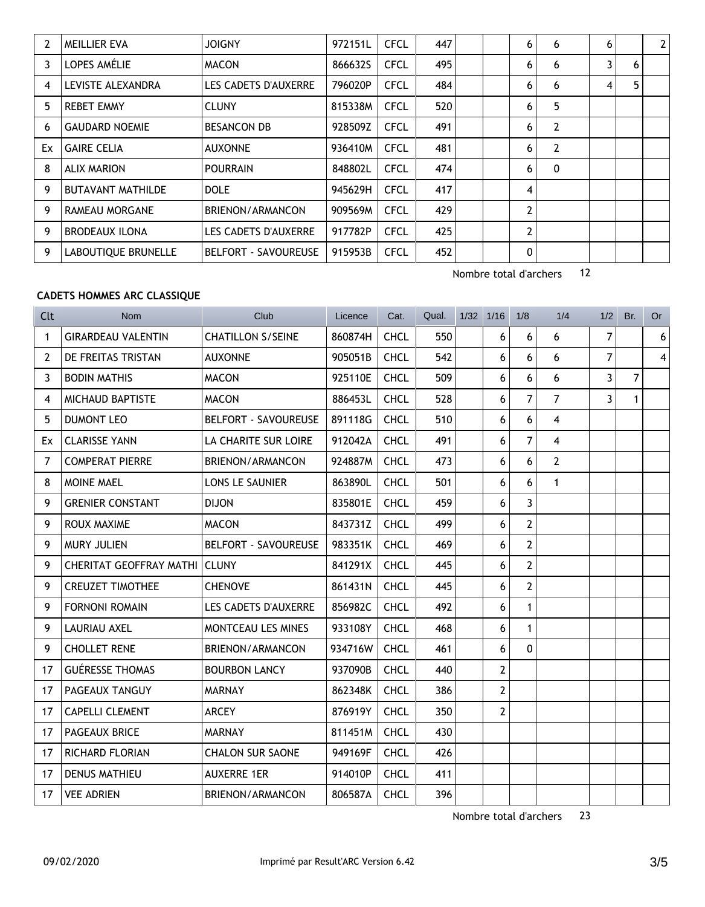| 2 | MEILLIER EVA | JOIGNY | 972151L | CFCL | 447 | | | 6 | 6 | 6 | | 2 |
|---|---|---|---|---|---|---|---|---|---|---|---|---|
| 3 | LOPES AMÉLIE | MACON | 866632S | CFCL | 495 | | | 6 | 6 | 3 | 6 | |
| 4 | LEVISTE ALEXANDRA | LES CADETS D'AUXERRE | 796020P | CFCL | 484 | | | 6 | 6 | 4 | 5 | |
| 5 | REBET EMMY | CLUNY | 815338M | CFCL | 520 | | | 6 | 5 | | | |
| 6 | GAUDARD NOEMIE | BESANCON DB | 928509Z | CFCL | 491 | | | 6 | 2 | | | |
| Ex | GAIRE CELIA | AUXONNE | 936410M | CFCL | 481 | | | 6 | 2 | | | |
| 8 | ALIX MARION | POURRAIN | 848802L | CFCL | 474 | | | 6 | 0 | | | |
| 9 | BUTAVANT MATHILDE | DOLE | 945629H | CFCL | 417 | | | 4 | | | | |
| 9 | RAMEAU MORGANE | BRIENON/ARMANCON | 909569M | CFCL | 429 | | | 2 | | | | |
| 9 | BRODEAUX ILONA | LES CADETS D'AUXERRE | 917782P | CFCL | 425 | | | 2 | | | | |
| 9 | LABOUTIQUE BRUNELLE | BELFORT - SAVOUREUSE | 915953B | CFCL | 452 | | | 0 | | | | |

Nombre total d'archers 12

**CADETS HOMMES ARC CLASSIQUE**

| Clt | Nom | Club | Licence | Cat. | Qual. | 1/32 | 1/16 | 1/8 | 1/4 | 1/2 | Br. | Or |
|---|---|---|---|---|---|---|---|---|---|---|---|---|
| 1 | GIRARDEAU VALENTIN | CHATILLON S/SEINE | 860874H | CHCL | 550 | | 6 | 6 | 6 | 7 | | 6 |
| 2 | DE FREITAS TRISTAN | AUXONNE | 905051B | CHCL | 542 | | 6 | 6 | 6 | 7 | | 4 |
| 3 | BODIN MATHIS | MACON | 925110E | CHCL | 509 | | 6 | 6 | 6 | 3 | 7 | |
| 4 | MICHAUD BAPTISTE | MACON | 886453L | CHCL | 528 | | 6 | 7 | 7 | 3 | 1 | |
| 5 | DUMONT LEO | BELFORT - SAVOUREUSE | 891118G | CHCL | 510 | | 6 | 6 | 4 | | | |
| Ex | CLARISSE YANN | LA CHARITE SUR LOIRE | 912042A | CHCL | 491 | | 6 | 7 | 4 | | | |
| 7 | COMPERAT PIERRE | BRIENON/ARMANCON | 924887M | CHCL | 473 | | 6 | 6 | 2 | | | |
| 8 | MOINE MAEL | LONS LE SAUNIER | 863890L | CHCL | 501 | | 6 | 6 | 1 | | | |
| 9 | GRENIER CONSTANT | DIJON | 835801E | CHCL | 459 | | 6 | 3 | | | | |
| 9 | ROUX MAXIME | MACON | 843731Z | CHCL | 499 | | 6 | 2 | | | | |
| 9 | MURY JULIEN | BELFORT - SAVOUREUSE | 983351K | CHCL | 469 | | 6 | 2 | | | | |
| 9 | CHERITAT GEOFFRAY MATHI | CLUNY | 841291X | CHCL | 445 | | 6 | 2 | | | | |
| 9 | CREUZET TIMOTHEE | CHENOVE | 861431N | CHCL | 445 | | 6 | 2 | | | | |
| 9 | FORNONI ROMAIN | LES CADETS D'AUXERRE | 856982C | CHCL | 492 | | 6 | 1 | | | | |
| 9 | LAURIAU AXEL | MONTCEAU LES MINES | 933108Y | CHCL | 468 | | 6 | 1 | | | | |
| 9 | CHOLLET RENE | BRIENON/ARMANCON | 934716W | CHCL | 461 | | 6 | 0 | | | | |
| 17 | GUÉRESSE THOMAS | BOURBON LANCY | 937090B | CHCL | 440 | | 2 | | | | | |
| 17 | PAGEAUX TANGUY | MARNAY | 862348K | CHCL | 386 | | 2 | | | | | |
| 17 | CAPELLI CLEMENT | ARCEY | 876919Y | CHCL | 350 | | 2 | | | | | |
| 17 | PAGEAUX BRICE | MARNAY | 811451M | CHCL | 430 | | | | | | | |
| 17 | RICHARD FLORIAN | CHALON SUR SAONE | 949169F | CHCL | 426 | | | | | | | |
| 17 | DENUS MATHIEU | AUXERRE 1ER | 914010P | CHCL | 411 | | | | | | | |
| 17 | VEE ADRIEN | BRIENON/ARMANCON | 806587A | CHCL | 396 | | | | | | | |

Nombre total d'archers 23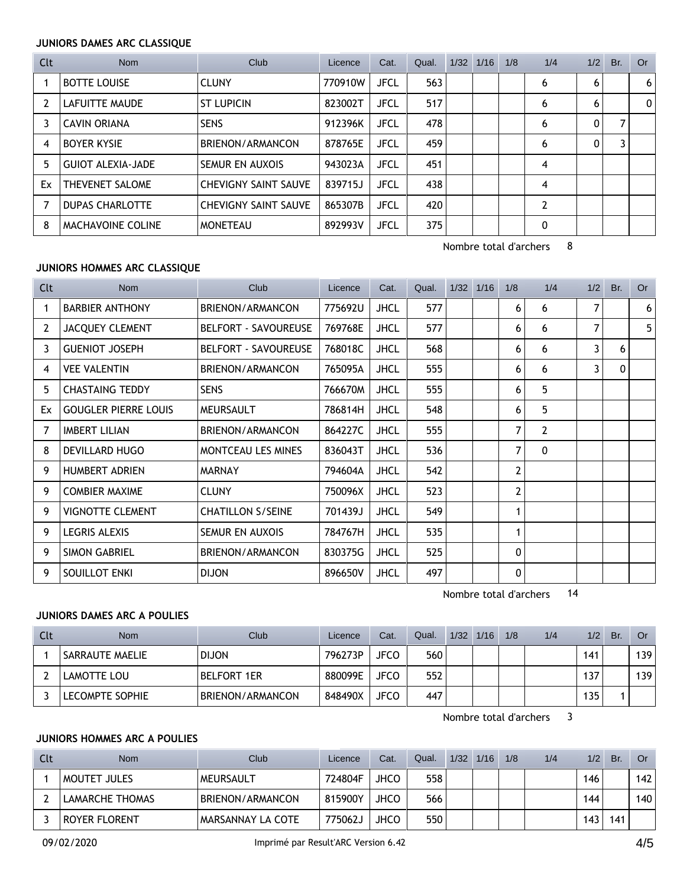#### JUNIORS DAMES ARC CLASSIQUE

| Clt | Nom | Club | Licence | Cat. | Qual. | 1/32 | 1/16 | 1/8 | 1/4 | 1/2 | Br. | Or |
|---|---|---|---|---|---|---|---|---|---|---|---|---|
| 1 | BOTTE LOUISE | CLUNY | 770910W | JFCL | 563 | | | | 6 | 6 | | 6 |
| 2 | LAFUITTE MAUDE | ST LUPICIN | 823002T | JFCL | 517 | | | | 6 | 6 | | 0 |
| 3 | CAVIN ORIANA | SENS | 912396K | JFCL | 478 | | | | 6 | 0 | 7 | |
| 4 | BOYER KYSIE | BRIENON/ARMANCON | 878765E | JFCL | 459 | | | | 6 | 0 | 3 | |
| 5 | GUIOT ALEXIA-JADE | SEMUR EN AUXOIS | 943023A | JFCL | 451 | | | | 4 | | | |
| Ex | THEVENET SALOME | CHEVIGNY SAINT SAUVE | 839715J | JFCL | 438 | | | | 4 | | | |
| 7 | DUPAS CHARLOTTE | CHEVIGNY SAINT SAUVE | 865307B | JFCL | 420 | | | | 2 | | | |
| 8 | MACHAVOINE COLINE | MONETEAU | 892993V | JFCL | 375 | | | | 0 | | | |

Nombre total d'archers 8

#### JUNIORS HOMMES ARC CLASSIQUE

| Clt | Nom | Club | Licence | Cat. | Qual. | 1/32 | 1/16 | 1/8 | 1/4 | 1/2 | Br. | Or |
|---|---|---|---|---|---|---|---|---|---|---|---|---|
| 1 | BARBIER ANTHONY | BRIENON/ARMANCON | 775692U | JHCL | 577 | | | 6 | 6 | 7 | | 6 |
| 2 | JACQUEY CLEMENT | BELFORT - SAVOUREUSE | 769768E | JHCL | 577 | | | 6 | 6 | 7 | | 5 |
| 3 | GUENIOT JOSEPH | BELFORT - SAVOUREUSE | 768018C | JHCL | 568 | | | 6 | 6 | 3 | 6 | |
| 4 | VEE VALENTIN | BRIENON/ARMANCON | 765095A | JHCL | 555 | | | 6 | 6 | 3 | 0 | |
| 5 | CHASTAING TEDDY | SENS | 766670M | JHCL | 555 | | | 6 | 5 | | | |
| Ex | GOUGLER PIERRE LOUIS | MEURSAULT | 786814H | JHCL | 548 | | | 6 | 5 | | | |
| 7 | IMBERT LILIAN | BRIENON/ARMANCON | 864227C | JHCL | 555 | | | 7 | 2 | | | |
| 8 | DEVILLARD HUGO | MONTCEAU LES MINES | 836043T | JHCL | 536 | | | 7 | 0 | | | |
| 9 | HUMBERT ADRIEN | MARNAY | 794604A | JHCL | 542 | | | 2 | | | | |
| 9 | COMBIER MAXIME | CLUNY | 750096X | JHCL | 523 | | | 2 | | | | |
| 9 | VIGNOTTE CLEMENT | CHATILLON S/SEINE | 701439J | JHCL | 549 | | | 1 | | | | |
| 9 | LEGRIS ALEXIS | SEMUR EN AUXOIS | 784767H | JHCL | 535 | | | 1 | | | | |
| 9 | SIMON GABRIEL | BRIENON/ARMANCON | 830375G | JHCL | 525 | | | 0 | | | | |
| 9 | SOUILLOT ENKI | DIJON | 896650V | JHCL | 497 | | | 0 | | | | |

Nombre total d'archers 14

#### JUNIORS DAMES ARC A POULIES

| Clt | Nom | Club | Licence | Cat. | Qual. | 1/32 | 1/16 | 1/8 | 1/4 | 1/2 | Br. | Or |
|---|---|---|---|---|---|---|---|---|---|---|---|---|
| 1 | SARRAUTE MAELIE | DIJON | 796273P | JFCO | 560 | | | | | 141 | | 139 |
| 2 | LAMOTTE LOU | BELFORT 1ER | 880099E | JFCO | 552 | | | | | 137 | | 139 |
| 3 | LECOMPTE SOPHIE | BRIENON/ARMANCON | 848490X | JFCO | 447 | | | | | 135 | 1 | |

Nombre total d'archers 3

#### JUNIORS HOMMES ARC A POULIES

| Clt | Nom | Club | Licence | Cat. | Qual. | 1/32 | 1/16 | 1/8 | 1/4 | 1/2 | Br. | Or |
|---|---|---|---|---|---|---|---|---|---|---|---|---|
| 1 | MOUTET JULES | MEURSAULT | 724804F | JHCO | 558 | | | | | 146 | | 142 |
| 2 | LAMARCHE THOMAS | BRIENON/ARMANCON | 815900Y | JHCO | 566 | | | | | 144 | | 140 |
| 3 | ROYER FLORENT | MARSANNAY LA COTE | 775062J | JHCO | 550 | | | | | 143 | 141 | |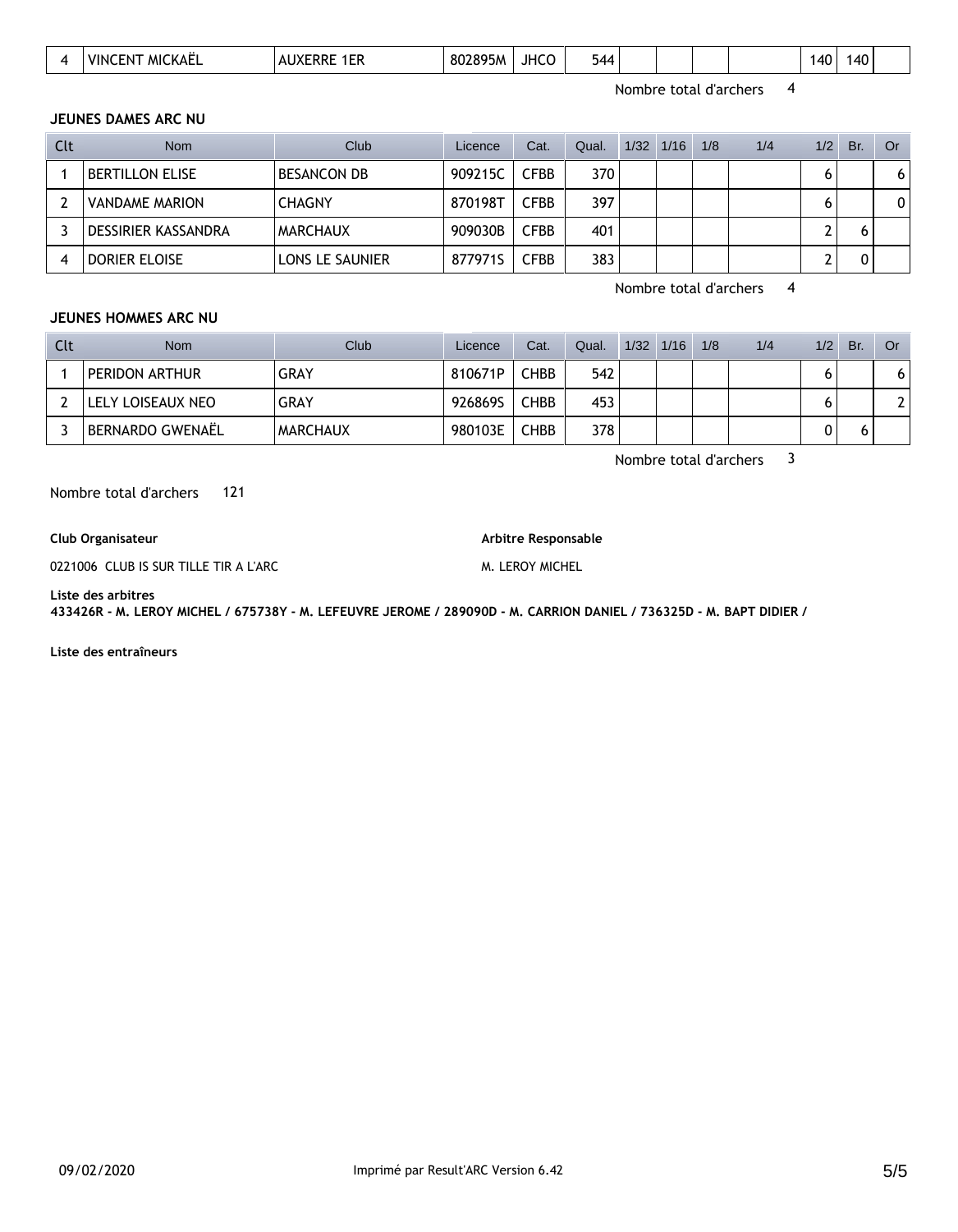| | | | | | | | | | | | | |
|---|---|---|---|---|---|---|---|---|---|---|---|---|
| 4 | VINCENT MICKAËL | AUXERRE 1ER | 802895M | JHCO | 544 | | | | | 140 | 140 | |

Nombre total d'archers 4

**JEUNES DAMES ARC NU**

| Clt | Nom | Club | Licence | Cat. | Qual. | 1/32 | 1/16 | 1/8 | 1/4 | 1/2 | Br. | Or |
|---|---|---|---|---|---|---|---|---|---|---|---|---|
| 1 | BERTILLON ELISE | BESANCON DB | 909215C | CFBB | 370 | | | | | 6 | | 6 |
| 2 | VANDAME MARION | CHAGNY | 870198T | CFBB | 397 | | | | | 6 | | 0 |
| 3 | DESSIRIER KASSANDRA | MARCHAUX | 909030B | CFBB | 401 | | | | | 2 | 6 | |
| 4 | DORIER ELOISE | LONS LE SAUNIER | 877971S | CFBB | 383 | | | | | 2 | 0 | |

Nombre total d'archers 4

**JEUNES HOMMES ARC NU**

| Clt | Nom | Club | Licence | Cat. | Qual. | 1/32 | 1/16 | 1/8 | 1/4 | 1/2 | Br. | Or |
|---|---|---|---|---|---|---|---|---|---|---|---|---|
| 1 | PERIDON ARTHUR | GRAY | 810671P | CHBB | 542 | | | | | 6 | | 6 |
| 2 | LELY LOISEAUX NEO | GRAY | 926869S | CHBB | 453 | | | | | 6 | | 2 |
| 3 | BERNARDO GWENAËL | MARCHAUX | 980103E | CHBB | 378 | | | | | 0 | 6 | |

Nombre total d'archers 3

Nombre total d'archers 121

**Club Organisateur**

0221006 CLUB IS SUR TILLE TIR A L'ARC

**Arbitre Responsable**

M. LEROY MICHEL

**Liste des arbitres**

**433426R - M. LEROY MICHEL / 675738Y - M. LEFEUVRE JEROME / 289090D - M. CARRION DANIEL / 736325D - M. BAPT DIDIER /**

**Liste des entraîneurs**

09/02/2020 Imprimé par Result'ARC Version 6.42